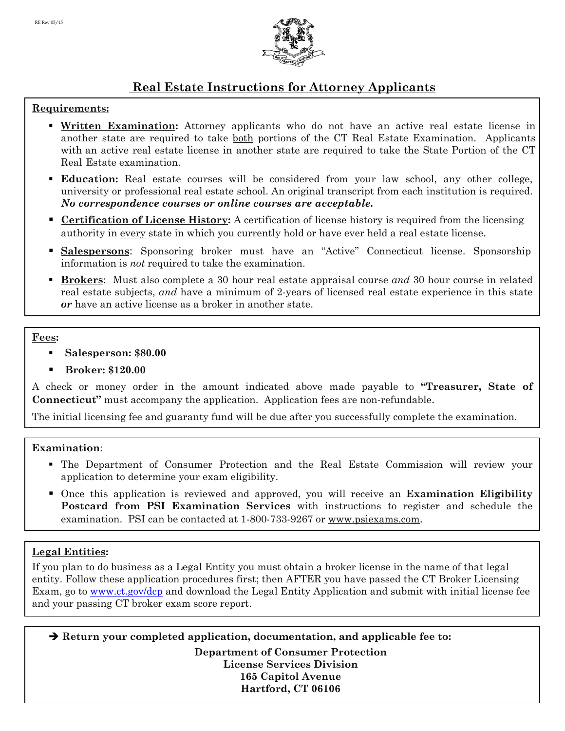RE Rev 05/15

# Real Estate Instructions for Attorney Applicants

## Requirements:

- **Written Examination:** Attorney applicants who do not have an active real estate license in another state are required to take both portions of the CT Real Estate Examination. Applicants with an active real estate license in another state are required to take the State Portion of the CT Real Estate examination.
- **Education:** Real estate courses will be considered from your law school, any other college, university or professional real estate school. An original transcript from each institution is required. ***No correspondence courses or online courses are acceptable.***
- **Certification of License History:** A certification of license history is required from the licensing authority in every state in which you currently hold or have ever held a real estate license.
- **Salespersons**: Sponsoring broker must have an "Active" Connecticut license. Sponsorship information is *not* required to take the examination.
- **Brokers**: Must also complete a 30 hour real estate appraisal course *and* 30 hour course in related real estate subjects, *and* have a minimum of 2-years of licensed real estate experience in this state ***or*** have an active license as a broker in another state.

## Fees:

- **Salesperson: $80.00**
- **Broker: $120.00**

A check or money order in the amount indicated above made payable to **"Treasurer, State of Connecticut"** must accompany the application. Application fees are non-refundable.

The initial licensing fee and guaranty fund will be due after you successfully complete the examination.

## Examination:

- The Department of Consumer Protection and the Real Estate Commission will review your application to determine your exam eligibility.
- Once this application is reviewed and approved, you will receive an **Examination Eligibility Postcard from PSI Examination Services** with instructions to register and schedule the examination. PSI can be contacted at 1-800-733-9267 or www.psiexams.com.

## Legal Entities:

If you plan to do business as a Legal Entity you must obtain a broker license in the name of that legal entity. Follow these application procedures first; then AFTER you have passed the CT Broker Licensing Exam, go to www.ct.gov/dcp and download the Legal Entity Application and submit with initial license fee and your passing CT broker exam score report.

**➔ Return your completed application, documentation, and applicable fee to:**

**Department of Consumer Protection**
**License Services Division**
**165 Capitol Avenue**
**Hartford, CT 06106**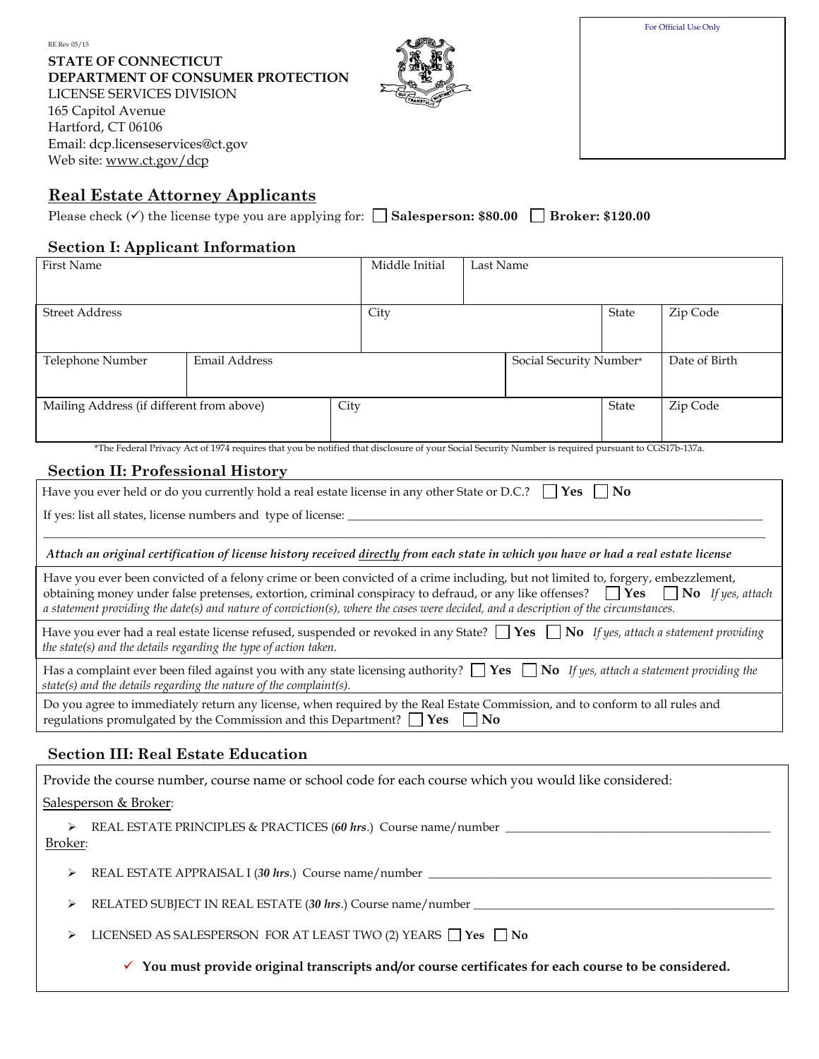RE Rev 05/15

**STATE OF CONNECTICUT**
**DEPARTMENT OF CONSUMER PROTECTION**
LICENSE SERVICES DIVISION
165 Capitol Avenue
Hartford, CT 06106
Email: dcp.licenseservices@ct.gov
Web site: www.ct.gov/dcp

For Official Use Only

## Real Estate Attorney Applicants

Please check (✓) the license type you are applying for: ☐ **Salesperson: $80.00** ☐ **Broker: $120.00**

### Section I: Applicant Information

| First Name | | Middle Initial | Last Name | | |
|---|---|---|---|---|---|
| Street Address | | City | | State | Zip Code |
| Telephone Number | Email Address | | Social Security Number* | | Date of Birth |
| Mailing Address (if different from above) | | City | | State | Zip Code |

*The Federal Privacy Act of 1974 requires that you be notified that disclosure of your Social Security Number is required pursuant to CGS17b-137a.

### Section II: Professional History

Have you ever held or do you currently hold a real estate license in any other State or D.C.? ☐ **Yes** ☐ **No**

If yes: list all states, license numbers and type of license: ____________________

*Attach an original certification of license history received directly from each state in which you have or had a real estate license*

Have you ever been convicted of a felony crime or been convicted of a crime including, but not limited to, forgery, embezzlement, obtaining money under false pretenses, extortion, criminal conspiracy to defraud, or any like offenses? ☐ **Yes** ☐ **No** *If yes, attach a statement providing the date(s) and nature of conviction(s), where the cases were decided, and a description of the circumstances.*

Have you ever had a real estate license refused, suspended or revoked in any State? ☐ **Yes** ☐ **No** *If yes, attach a statement providing the state(s) and the details regarding the type of action taken.*

Has a complaint ever been filed against you with any state licensing authority? ☐ **Yes** ☐ **No** *If yes, attach a statement providing the state(s) and the details regarding the nature of the complaint(s).*

Do you agree to immediately return any license, when required by the Real Estate Commission, and to conform to all rules and regulations promulgated by the Commission and this Department? ☐ **Yes** ☐ **No**

### Section III: Real Estate Education

Provide the course number, course name or school code for each course which you would like considered:

Salesperson & Broker:

- REAL ESTATE PRINCIPLES & PRACTICES (*60 hrs*.) Course name/number ____________________

Broker:

- REAL ESTATE APPRAISAL I (*30 hrs*.) Course name/number ____________________
- RELATED SUBJECT IN REAL ESTATE (*30 hrs*.) Course name/number ____________________
- LICENSED AS SALESPERSON FOR AT LEAST TWO (2) YEARS ☐ **Yes** ☐ **No**

✓ **You must provide original transcripts and/or course certificates for each course to be considered.**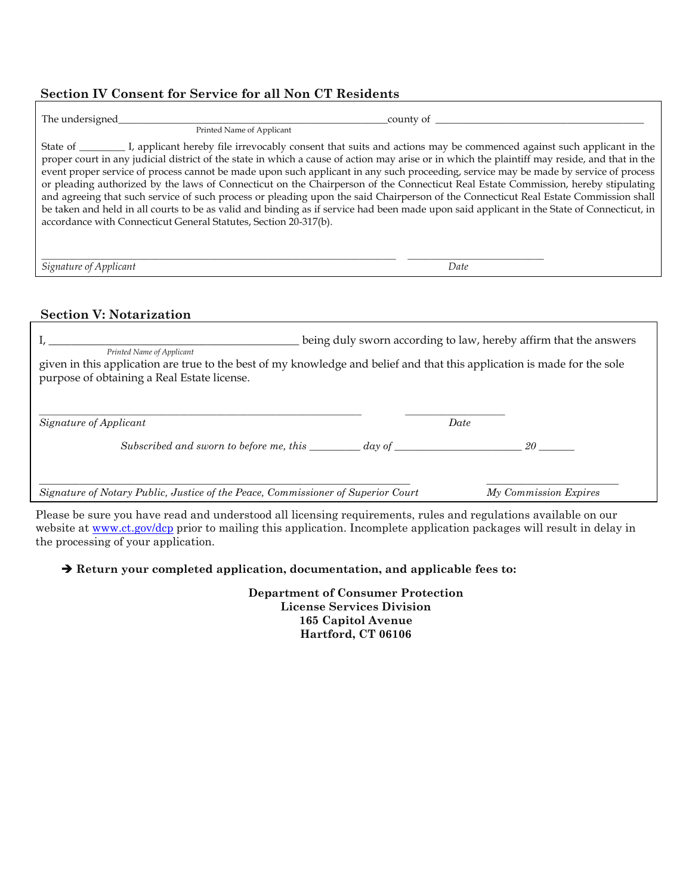### Section IV Consent for Service for all Non CT Residents

The undersigned\_\_\_\_\_\_\_\_\_\_\_\_\_\_\_\_\_\_\_\_\_\_\_\_\_\_\_\_\_\_\_\_\_\_\_\_\_\_\_\_\_\_\_\_\_\_\_\_county of \_\_\_\_\_\_\_\_\_\_\_\_\_\_\_\_\_\_\_\_\_\_\_\_\_\_\_\_\_\_\_\_\_\_\_\_\_\_\_\_

Printed Name of Applicant

State of \_\_\_\_\_\_\_\_\_ I, applicant hereby file irrevocably consent that suits and actions may be commenced against such applicant in the proper court in any judicial district of the state in which a cause of action may arise or in which the plaintiff may reside, and that in the event proper service of process cannot be made upon such applicant in any such proceeding, service may be made by service of process or pleading authorized by the laws of Connecticut on the Chairperson of the Connecticut Real Estate Commission, hereby stipulating and agreeing that such service of such process or pleading upon the said Chairperson of the Connecticut Real Estate Commission shall be taken and held in all courts to be as valid and binding as if service had been made upon said applicant in the State of Connecticut, in accordance with Connecticut General Statutes, Section 20-317(b).

\_\_\_\_\_\_\_\_\_\_\_\_\_\_\_\_\_\_\_\_\_\_\_\_\_\_\_\_\_\_\_\_\_\_\_\_\_\_\_\_\_\_\_\_\_\_\_\_\_\_\_\_\_\_\_\_\_\_ \_\_\_\_\_\_\_\_\_\_\_\_\_\_\_\_\_\_\_\_\_\_\_\_\_\_

*Signature of Applicant* *Date*

### Section V: Notarization

I, \_\_\_\_\_\_\_\_\_\_\_\_\_\_\_\_\_\_\_\_\_\_\_\_\_\_\_\_\_\_\_\_\_\_\_\_\_\_\_\_\_\_\_\_\_\_ being duly sworn according to law, hereby affirm that the answers

*Printed Name of Applicant*

given in this application are true to the best of my knowledge and belief and that this application is made for the sole purpose of obtaining a Real Estate license.

\_\_\_\_\_\_\_\_\_\_\_\_\_\_\_\_\_\_\_\_\_\_\_\_\_\_\_\_\_\_\_\_\_\_\_\_\_\_\_\_\_\_\_\_\_\_\_\_\_\_\_\_\_\_\_\_ \_\_\_\_\_\_\_\_\_\_\_\_\_\_\_\_\_\_\_

*Signature of Applicant* *Date*

*Subscribed and sworn to before me, this* \_\_\_\_\_\_\_\_\_\_ *day of* \_\_\_\_\_\_\_\_\_\_\_\_\_\_\_\_\_\_\_\_\_\_\_\_ *20* \_\_\_\_\_\_\_

\_\_\_\_\_\_\_\_\_\_\_\_\_\_\_\_\_\_\_\_\_\_\_\_\_\_\_\_\_\_\_\_\_\_\_\_\_\_\_\_\_\_\_\_\_\_\_\_\_\_\_\_\_\_\_\_\_\_\_\_\_\_\_\_\_\_\_ \_\_\_\_\_\_\_\_\_\_\_\_\_\_\_\_\_\_\_\_\_\_\_\_\_

*Signature of Notary Public, Justice of the Peace, Commissioner of Superior Court* *My Commission Expires*

Please be sure you have read and understood all licensing requirements, rules and regulations available on our website at www.ct.gov/dcp prior to mailing this application. Incomplete application packages will result in delay in the processing of your application.

➔ **Return your completed application, documentation, and applicable fees to:**

**Department of Consumer Protection**
**License Services Division**
**165 Capitol Avenue**
**Hartford, CT 06106**